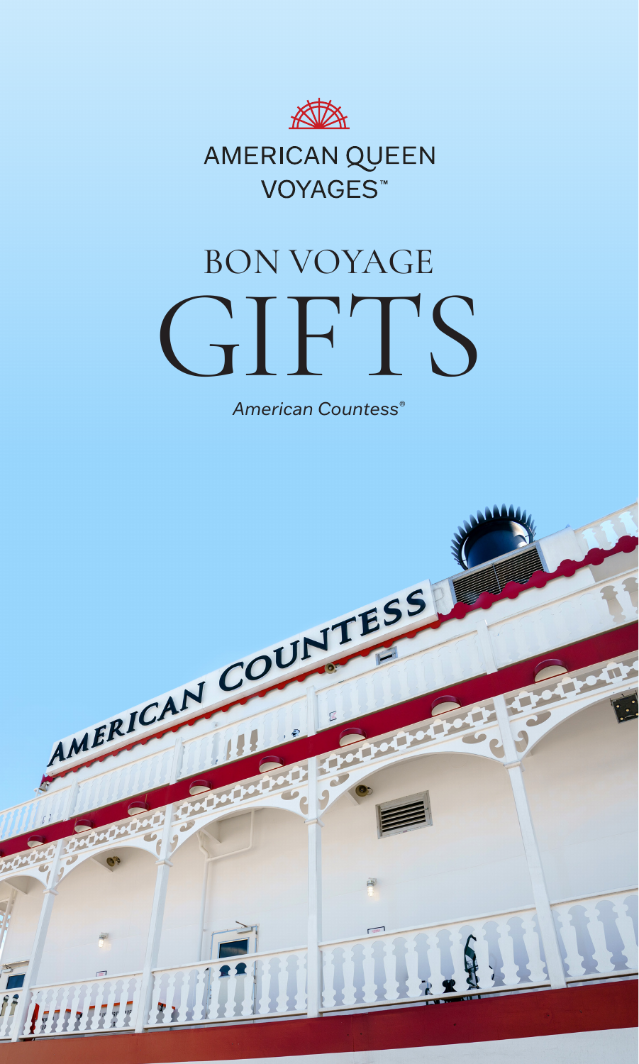AMERICAN QUEEN VOYAGES™

# BON VOYAGE GIFTS

*American Countess®*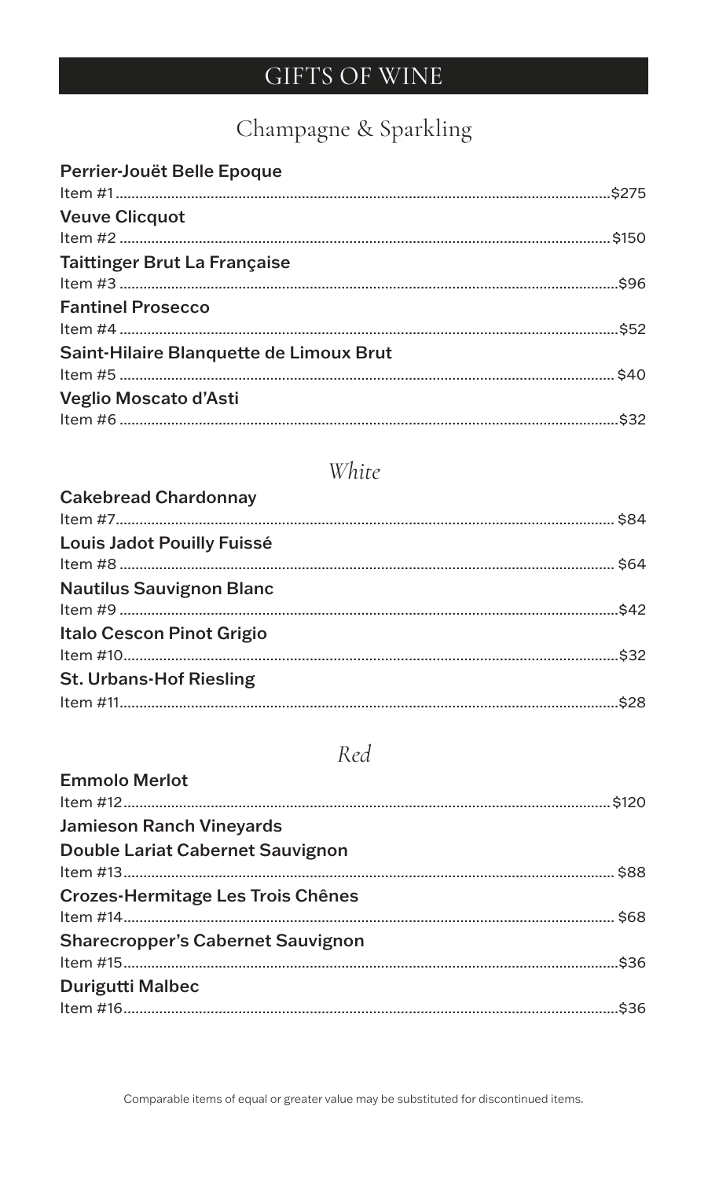# GIFTS OF WINE

## Champagne & Sparkling

**Perrier-Jouët Belle Epoque**
Item #1 ........................................ $275

**Veuve Clicquot**
Item #2 ........................................ $150

**Taittinger Brut La Française**
Item #3 ........................................ $96

**Fantinel Prosecco**
Item #4 ........................................ $52

**Saint-Hilaire Blanquette de Limoux Brut**
Item #5 ........................................ $40

**Veglio Moscato d'Asti**
Item #6 ........................................ $32

## *White*

**Cakebread Chardonnay**
Item #7 ........................................ $84

**Louis Jadot Pouilly Fuissé**
Item #8 ........................................ $64

**Nautilus Sauvignon Blanc**
Item #9 ........................................ $42

**Italo Cescon Pinot Grigio**
Item #10 ........................................ $32

**St. Urbans-Hof Riesling**
Item #11 ........................................ $28

## *Red*

**Emmolo Merlot**
Item #12 ........................................ $120

**Jamieson Ranch Vineyards Double Lariat Cabernet Sauvignon**
Item #13 ........................................ $88

**Crozes-Hermitage Les Trois Chênes**
Item #14 ........................................ $68

**Sharecropper's Cabernet Sauvignon**
Item #15 ........................................ $36

**Durigutti Malbec**
Item #16 ........................................ $36

Comparable items of equal or greater value may be substituted for discontinued items.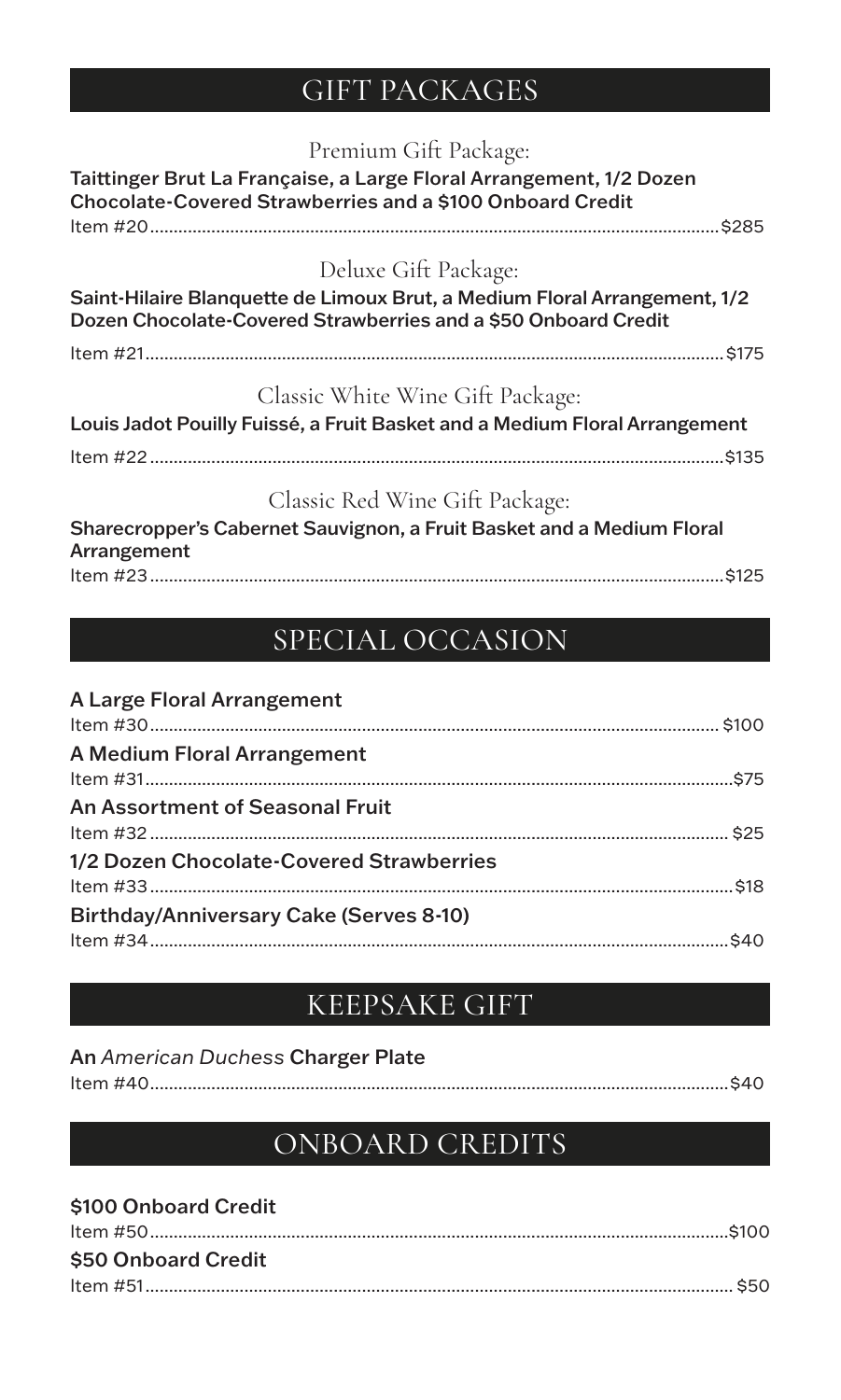## GIFT PACKAGES

### Premium Gift Package:

**Taittinger Brut La Française, a Large Floral Arrangement, 1/2 Dozen Chocolate-Covered Strawberries and a $100 Onboard Credit**

Item #20........................................................................................................$285

### Deluxe Gift Package:

**Saint-Hilaire Blanquette de Limoux Brut, a Medium Floral Arrangement, 1/2 Dozen Chocolate-Covered Strawberries and a $50 Onboard Credit**

Item #21........................................................................................................$175

### Classic White Wine Gift Package:

**Louis Jadot Pouilly Fuissé, a Fruit Basket and a Medium Floral Arrangement**

Item #22........................................................................................................$135

### Classic Red Wine Gift Package:

**Sharecropper's Cabernet Sauvignon, a Fruit Basket and a Medium Floral Arrangement**

Item #23........................................................................................................$125

## SPECIAL OCCASION

**A Large Floral Arrangement**

Item #30........................................................................................................$100

**A Medium Floral Arrangement**

Item #31........................................................................................................$75

**An Assortment of Seasonal Fruit**

Item #32........................................................................................................$25

**1/2 Dozen Chocolate-Covered Strawberries**

Item #33........................................................................................................$18

**Birthday/Anniversary Cake (Serves 8-10)**

Item #34........................................................................................................$40

## KEEPSAKE GIFT

**An *American Duchess* Charger Plate**

Item #40........................................................................................................$40

## ONBOARD CREDITS

**$100 Onboard Credit**

Item #50........................................................................................................$100

**$50 Onboard Credit**

Item #51........................................................................................................$50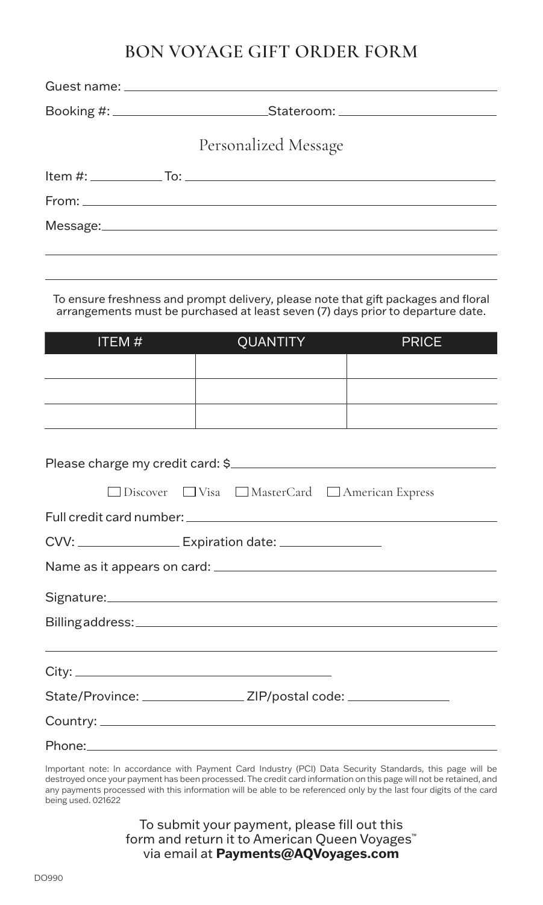# BON VOYAGE GIFT ORDER FORM

Guest name: ______________________________

Booking #: ____________________ Stateroom: ____________________

## Personalized Message

Item #: __________ To: ______________________________

From: ______________________________

Message: ______________________________

______________________________

______________________________

To ensure freshness and prompt delivery, please note that gift packages and floral arrangements must be purchased at least seven (7) days prior to departure date.

| ITEM # | QUANTITY | PRICE |
|---|---|---|
| | | |
| | | |
| | | |

Please charge my credit card: $______________________________

☐ Discover ☐ Visa ☐ MasterCard ☐ American Express

Full credit card number: ______________________________

CVV: ______________ Expiration date: ______________

Name as it appears on card: ______________________________

Signature: ______________________________

Billing address: ______________________________

______________________________

City: ______________________________

State/Province: ______________ ZIP/postal code: ______________

Country: ______________________________

Phone: ______________________________

Important note: In accordance with Payment Card Industry (PCI) Data Security Standards, this page will be destroyed once your payment has been processed. The credit card information on this page will not be retained, and any payments processed with this information will be able to be referenced only by the last four digits of the card being used. 021622

To submit your payment, please fill out this form and return it to American Queen Voyages™ via email at **Payments@AQVoyages.com**

DO990